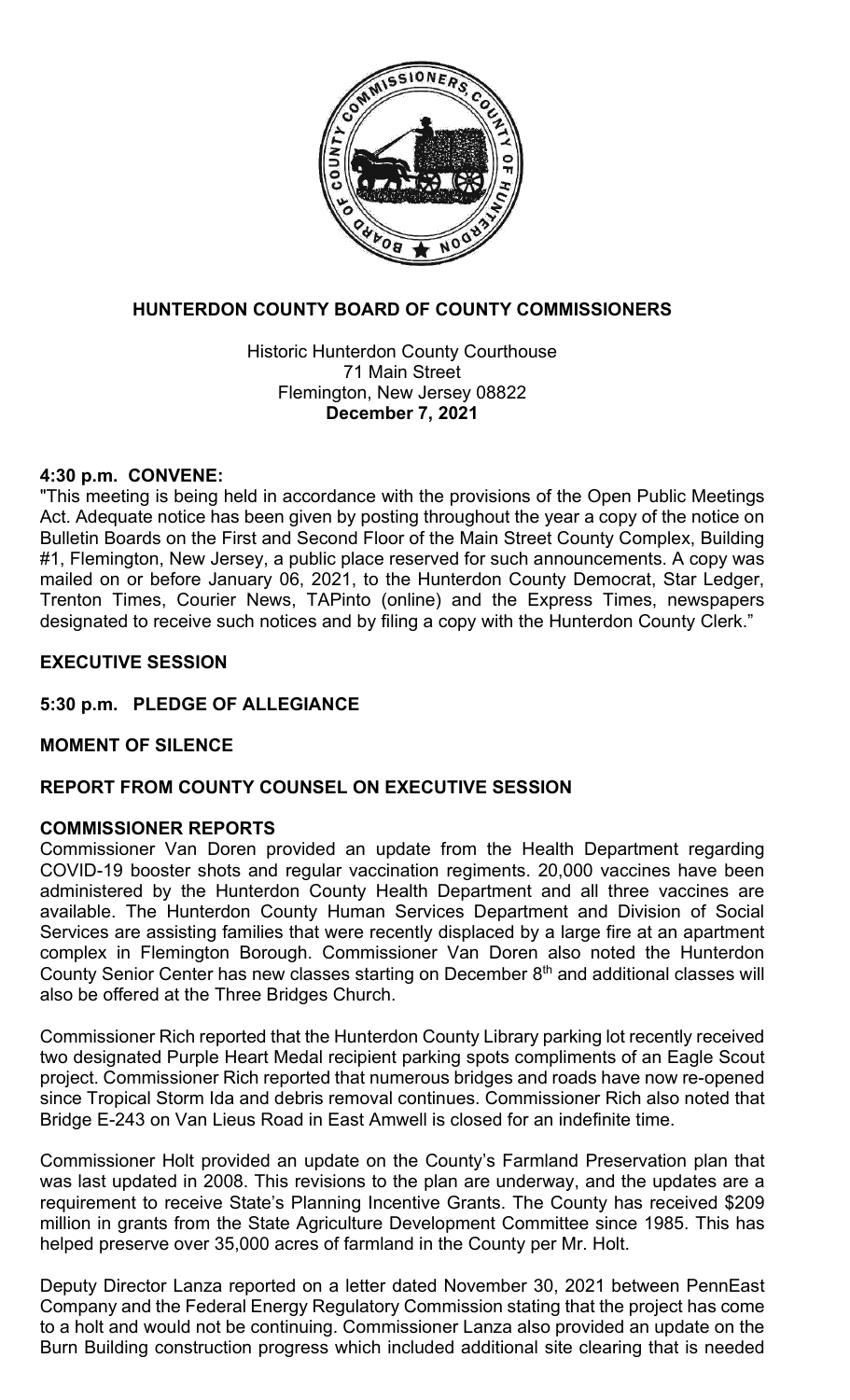# HUNTERDON COUNTY BOARD OF COUNTY COMMISSIONERS

Historic Hunterdon County Courthouse
71 Main Street
Flemington, New Jersey 08822
**December 7, 2021**

## 4:30 p.m. CONVENE:

"This meeting is being held in accordance with the provisions of the Open Public Meetings Act. Adequate notice has been given by posting throughout the year a copy of the notice on Bulletin Boards on the First and Second Floor of the Main Street County Complex, Building #1, Flemington, New Jersey, a public place reserved for such announcements. A copy was mailed on or before January 06, 2021, to the Hunterdon County Democrat, Star Ledger, Trenton Times, Courier News, TAPinto (online) and the Express Times, newspapers designated to receive such notices and by filing a copy with the Hunterdon County Clerk."

## EXECUTIVE SESSION

## 5:30 p.m. PLEDGE OF ALLEGIANCE

## MOMENT OF SILENCE

## REPORT FROM COUNTY COUNSEL ON EXECUTIVE SESSION

## COMMISSIONER REPORTS

Commissioner Van Doren provided an update from the Health Department regarding COVID-19 booster shots and regular vaccination regiments. 20,000 vaccines have been administered by the Hunterdon County Health Department and all three vaccines are available. The Hunterdon County Human Services Department and Division of Social Services are assisting families that were recently displaced by a large fire at an apartment complex in Flemington Borough. Commissioner Van Doren also noted the Hunterdon County Senior Center has new classes starting on December 8th and additional classes will also be offered at the Three Bridges Church.

Commissioner Rich reported that the Hunterdon County Library parking lot recently received two designated Purple Heart Medal recipient parking spots compliments of an Eagle Scout project. Commissioner Rich reported that numerous bridges and roads have now re-opened since Tropical Storm Ida and debris removal continues. Commissioner Rich also noted that Bridge E-243 on Van Lieus Road in East Amwell is closed for an indefinite time.

Commissioner Holt provided an update on the County's Farmland Preservation plan that was last updated in 2008. This revisions to the plan are underway, and the updates are a requirement to receive State's Planning Incentive Grants. The County has received $209 million in grants from the State Agriculture Development Committee since 1985. This has helped preserve over 35,000 acres of farmland in the County per Mr. Holt.

Deputy Director Lanza reported on a letter dated November 30, 2021 between PennEast Company and the Federal Energy Regulatory Commission stating that the project has come to a holt and would not be continuing. Commissioner Lanza also provided an update on the Burn Building construction progress which included additional site clearing that is needed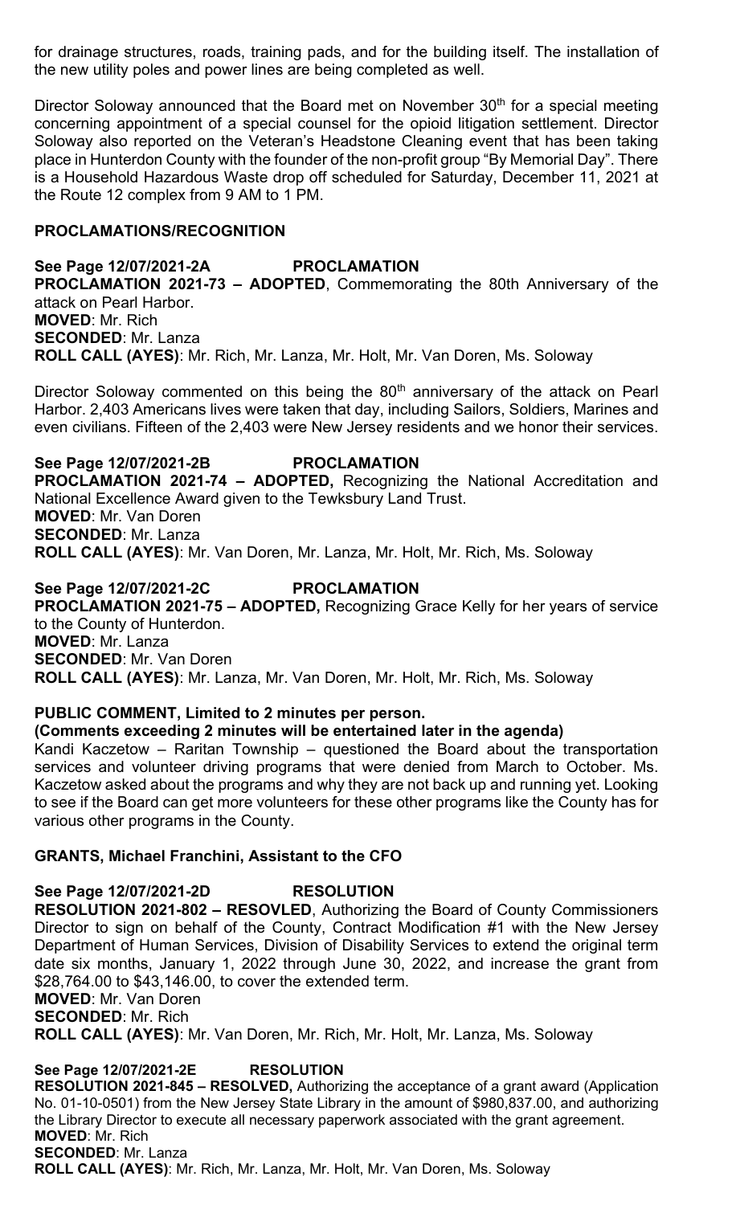for drainage structures, roads, training pads, and for the building itself. The installation of the new utility poles and power lines are being completed as well.

Director Soloway announced that the Board met on November 30th for a special meeting concerning appointment of a special counsel for the opioid litigation settlement. Director Soloway also reported on the Veteran's Headstone Cleaning event that has been taking place in Hunterdon County with the founder of the non-profit group "By Memorial Day". There is a Household Hazardous Waste drop off scheduled for Saturday, December 11, 2021 at the Route 12 complex from 9 AM to 1 PM.

## PROCLAMATIONS/RECOGNITION

**See Page 12/07/2021-2A PROCLAMATION**
**PROCLAMATION 2021-73 – ADOPTED**, Commemorating the 80th Anniversary of the attack on Pearl Harbor.
**MOVED**: Mr. Rich
**SECONDED**: Mr. Lanza
**ROLL CALL (AYES)**: Mr. Rich, Mr. Lanza, Mr. Holt, Mr. Van Doren, Ms. Soloway

Director Soloway commented on this being the 80th anniversary of the attack on Pearl Harbor. 2,403 Americans lives were taken that day, including Sailors, Soldiers, Marines and even civilians. Fifteen of the 2,403 were New Jersey residents and we honor their services.

**See Page 12/07/2021-2B PROCLAMATION**
**PROCLAMATION 2021-74 – ADOPTED,** Recognizing the National Accreditation and National Excellence Award given to the Tewksbury Land Trust.
**MOVED**: Mr. Van Doren
**SECONDED**: Mr. Lanza
**ROLL CALL (AYES)**: Mr. Van Doren, Mr. Lanza, Mr. Holt, Mr. Rich, Ms. Soloway

**See Page 12/07/2021-2C PROCLAMATION**
**PROCLAMATION 2021-75 – ADOPTED,** Recognizing Grace Kelly for her years of service to the County of Hunterdon.
**MOVED**: Mr. Lanza
**SECONDED**: Mr. Van Doren
**ROLL CALL (AYES)**: Mr. Lanza, Mr. Van Doren, Mr. Holt, Mr. Rich, Ms. Soloway

## PUBLIC COMMENT, Limited to 2 minutes per person.

**(Comments exceeding 2 minutes will be entertained later in the agenda)**
Kandi Kaczetow – Raritan Township – questioned the Board about the transportation services and volunteer driving programs that were denied from March to October. Ms. Kaczetow asked about the programs and why they are not back up and running yet. Looking to see if the Board can get more volunteers for these other programs like the County has for various other programs in the County.

## GRANTS, Michael Franchini, Assistant to the CFO

**See Page 12/07/2021-2D RESOLUTION**
**RESOLUTION 2021-802 – RESOVLED**, Authorizing the Board of County Commissioners Director to sign on behalf of the County, Contract Modification #1 with the New Jersey Department of Human Services, Division of Disability Services to extend the original term date six months, January 1, 2022 through June 30, 2022, and increase the grant from $28,764.00 to $43,146.00, to cover the extended term.
**MOVED**: Mr. Van Doren
**SECONDED**: Mr. Rich
**ROLL CALL (AYES)**: Mr. Van Doren, Mr. Rich, Mr. Holt, Mr. Lanza, Ms. Soloway

**See Page 12/07/2021-2E RESOLUTION**
**RESOLUTION 2021-845 – RESOLVED,** Authorizing the acceptance of a grant award (Application No. 01-10-0501) from the New Jersey State Library in the amount of $980,837.00, and authorizing the Library Director to execute all necessary paperwork associated with the grant agreement.
**MOVED**: Mr. Rich
**SECONDED**: Mr. Lanza
**ROLL CALL (AYES)**: Mr. Rich, Mr. Lanza, Mr. Holt, Mr. Van Doren, Ms. Soloway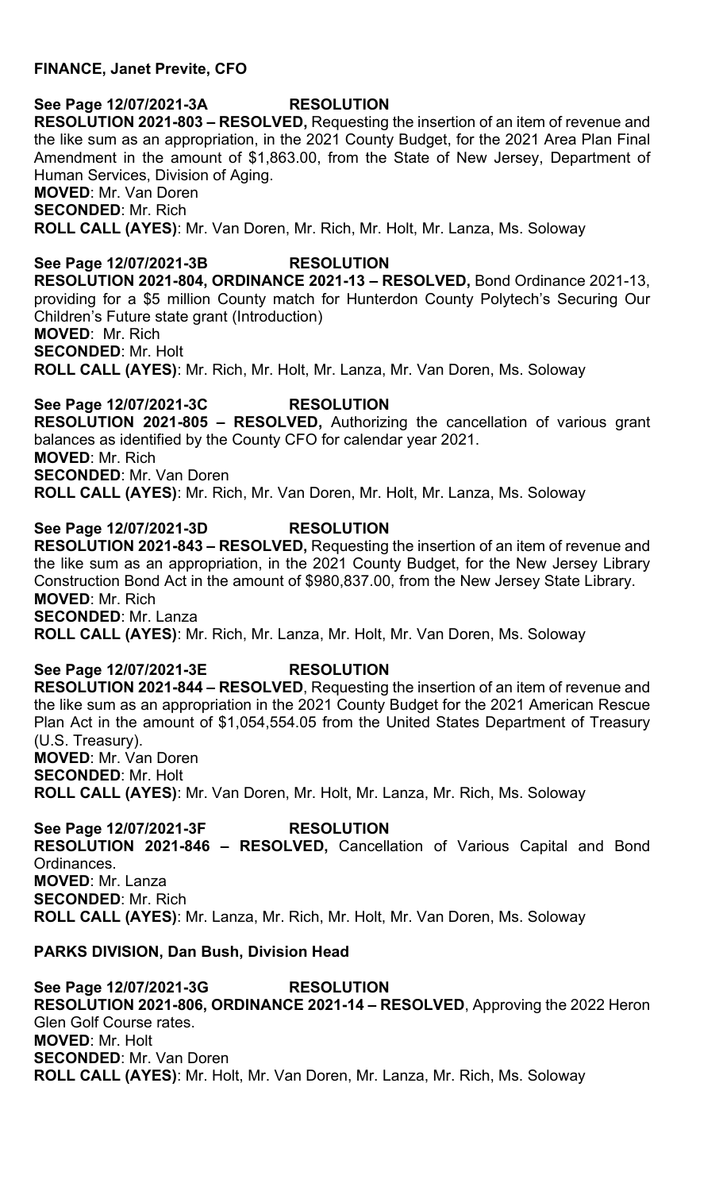**FINANCE, Janet Previte, CFO**

**See Page 12/07/2021-3A RESOLUTION**

**RESOLUTION 2021-803 – RESOLVED,** Requesting the insertion of an item of revenue and the like sum as an appropriation, in the 2021 County Budget, for the 2021 Area Plan Final Amendment in the amount of $1,863.00, from the State of New Jersey, Department of Human Services, Division of Aging.

**MOVED**: Mr. Van Doren

**SECONDED**: Mr. Rich

**ROLL CALL (AYES)**: Mr. Van Doren, Mr. Rich, Mr. Holt, Mr. Lanza, Ms. Soloway

**See Page 12/07/2021-3B RESOLUTION**

**RESOLUTION 2021-804, ORDINANCE 2021-13 – RESOLVED,** Bond Ordinance 2021-13, providing for a $5 million County match for Hunterdon County Polytech's Securing Our Children's Future state grant (Introduction)

**MOVED**: Mr. Rich

**SECONDED**: Mr. Holt

**ROLL CALL (AYES)**: Mr. Rich, Mr. Holt, Mr. Lanza, Mr. Van Doren, Ms. Soloway

**See Page 12/07/2021-3C RESOLUTION**

**RESOLUTION 2021-805 – RESOLVED,** Authorizing the cancellation of various grant balances as identified by the County CFO for calendar year 2021.

**MOVED**: Mr. Rich

**SECONDED**: Mr. Van Doren

**ROLL CALL (AYES)**: Mr. Rich, Mr. Van Doren, Mr. Holt, Mr. Lanza, Ms. Soloway

**See Page 12/07/2021-3D RESOLUTION**

**RESOLUTION 2021-843 – RESOLVED,** Requesting the insertion of an item of revenue and the like sum as an appropriation, in the 2021 County Budget, for the New Jersey Library Construction Bond Act in the amount of $980,837.00, from the New Jersey State Library.

**MOVED**: Mr. Rich

**SECONDED**: Mr. Lanza

**ROLL CALL (AYES)**: Mr. Rich, Mr. Lanza, Mr. Holt, Mr. Van Doren, Ms. Soloway

**See Page 12/07/2021-3E RESOLUTION**

**RESOLUTION 2021-844 – RESOLVED**, Requesting the insertion of an item of revenue and the like sum as an appropriation in the 2021 County Budget for the 2021 American Rescue Plan Act in the amount of $1,054,554.05 from the United States Department of Treasury (U.S. Treasury).

**MOVED**: Mr. Van Doren

**SECONDED**: Mr. Holt

**ROLL CALL (AYES)**: Mr. Van Doren, Mr. Holt, Mr. Lanza, Mr. Rich, Ms. Soloway

**See Page 12/07/2021-3F RESOLUTION**

**RESOLUTION 2021-846 – RESOLVED,** Cancellation of Various Capital and Bond Ordinances.

**MOVED**: Mr. Lanza

**SECONDED**: Mr. Rich

**ROLL CALL (AYES)**: Mr. Lanza, Mr. Rich, Mr. Holt, Mr. Van Doren, Ms. Soloway

**PARKS DIVISION, Dan Bush, Division Head**

**See Page 12/07/2021-3G RESOLUTION**

**RESOLUTION 2021-806, ORDINANCE 2021-14 – RESOLVED**, Approving the 2022 Heron Glen Golf Course rates.

**MOVED**: Mr. Holt

**SECONDED**: Mr. Van Doren

**ROLL CALL (AYES)**: Mr. Holt, Mr. Van Doren, Mr. Lanza, Mr. Rich, Ms. Soloway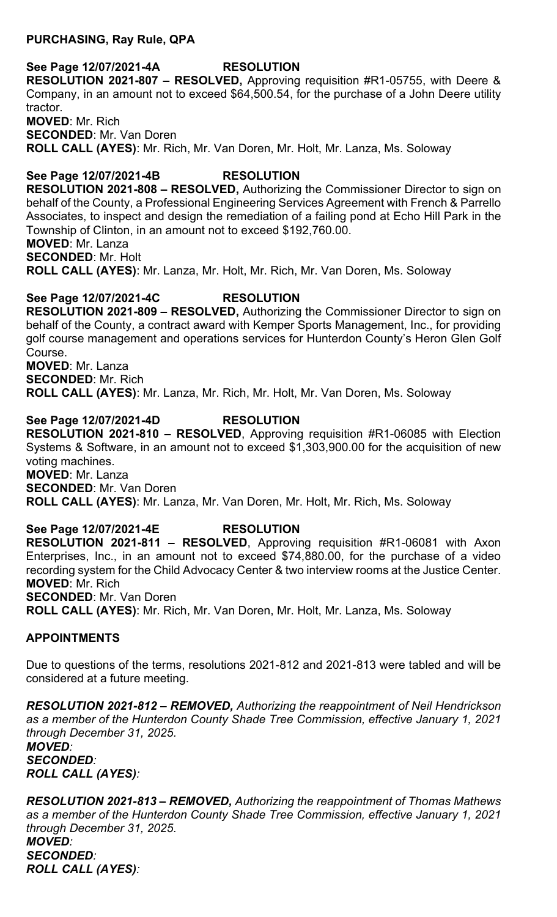**PURCHASING, Ray Rule, QPA**

**See Page 12/07/2021-4A RESOLUTION**

**RESOLUTION 2021-807 – RESOLVED,** Approving requisition #R1-05755, with Deere & Company, in an amount not to exceed $64,500.54, for the purchase of a John Deere utility tractor.

**MOVED**: Mr. Rich
**SECONDED**: Mr. Van Doren
**ROLL CALL (AYES)**: Mr. Rich, Mr. Van Doren, Mr. Holt, Mr. Lanza, Ms. Soloway

**See Page 12/07/2021-4B RESOLUTION**

**RESOLUTION 2021-808 – RESOLVED,** Authorizing the Commissioner Director to sign on behalf of the County, a Professional Engineering Services Agreement with French & Parrello Associates, to inspect and design the remediation of a failing pond at Echo Hill Park in the Township of Clinton, in an amount not to exceed $192,760.00.

**MOVED**: Mr. Lanza
**SECONDED**: Mr. Holt
**ROLL CALL (AYES)**: Mr. Lanza, Mr. Holt, Mr. Rich, Mr. Van Doren, Ms. Soloway

**See Page 12/07/2021-4C RESOLUTION**

**RESOLUTION 2021-809 – RESOLVED,** Authorizing the Commissioner Director to sign on behalf of the County, a contract award with Kemper Sports Management, Inc., for providing golf course management and operations services for Hunterdon County's Heron Glen Golf Course.

**MOVED**: Mr. Lanza
**SECONDED**: Mr. Rich
**ROLL CALL (AYES)**: Mr. Lanza, Mr. Rich, Mr. Holt, Mr. Van Doren, Ms. Soloway

**See Page 12/07/2021-4D RESOLUTION**

**RESOLUTION 2021-810 – RESOLVED**, Approving requisition #R1-06085 with Election Systems & Software, in an amount not to exceed $1,303,900.00 for the acquisition of new voting machines.

**MOVED**: Mr. Lanza
**SECONDED**: Mr. Van Doren
**ROLL CALL (AYES)**: Mr. Lanza, Mr. Van Doren, Mr. Holt, Mr. Rich, Ms. Soloway

**See Page 12/07/2021-4E RESOLUTION**

**RESOLUTION 2021-811 – RESOLVED**, Approving requisition #R1-06081 with Axon Enterprises, Inc., in an amount not to exceed $74,880.00, for the purchase of a video recording system for the Child Advocacy Center & two interview rooms at the Justice Center.

**MOVED**: Mr. Rich
**SECONDED**: Mr. Van Doren
**ROLL CALL (AYES)**: Mr. Rich, Mr. Van Doren, Mr. Holt, Mr. Lanza, Ms. Soloway

**APPOINTMENTS**

Due to questions of the terms, resolutions 2021-812 and 2021-813 were tabled and will be considered at a future meeting.

***RESOLUTION 2021-812 – REMOVED,** Authorizing the reappointment of Neil Hendrickson as a member of the Hunterdon County Shade Tree Commission, effective January 1, 2021 through December 31, 2025.*

***MOVED**:*
***SECONDED**:*
***ROLL CALL (AYES)**:*

***RESOLUTION 2021-813 – REMOVED,** Authorizing the reappointment of Thomas Mathews as a member of the Hunterdon County Shade Tree Commission, effective January 1, 2021 through December 31, 2025.*

***MOVED**:*
***SECONDED**:*
***ROLL CALL (AYES)**:*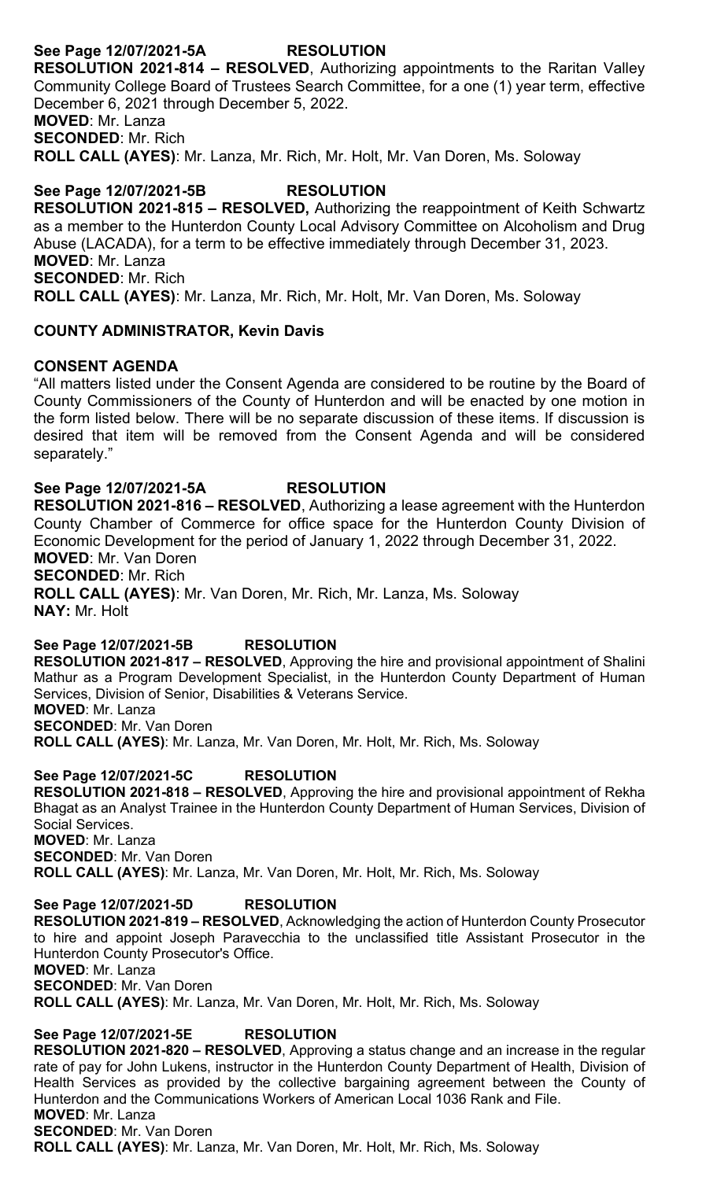**See Page 12/07/2021-5A RESOLUTION**

**RESOLUTION 2021-814 – RESOLVED**, Authorizing appointments to the Raritan Valley Community College Board of Trustees Search Committee, for a one (1) year term, effective December 6, 2021 through December 5, 2022.

**MOVED**: Mr. Lanza
**SECONDED**: Mr. Rich
**ROLL CALL (AYES)**: Mr. Lanza, Mr. Rich, Mr. Holt, Mr. Van Doren, Ms. Soloway

**See Page 12/07/2021-5B RESOLUTION**

**RESOLUTION 2021-815 – RESOLVED,** Authorizing the reappointment of Keith Schwartz as a member to the Hunterdon County Local Advisory Committee on Alcoholism and Drug Abuse (LACADA), for a term to be effective immediately through December 31, 2023.

**MOVED**: Mr. Lanza
**SECONDED**: Mr. Rich
**ROLL CALL (AYES)**: Mr. Lanza, Mr. Rich, Mr. Holt, Mr. Van Doren, Ms. Soloway

**COUNTY ADMINISTRATOR, Kevin Davis**

**CONSENT AGENDA**

"All matters listed under the Consent Agenda are considered to be routine by the Board of County Commissioners of the County of Hunterdon and will be enacted by one motion in the form listed below. There will be no separate discussion of these items. If discussion is desired that item will be removed from the Consent Agenda and will be considered separately."

**See Page 12/07/2021-5A RESOLUTION**

**RESOLUTION 2021-816 – RESOLVED**, Authorizing a lease agreement with the Hunterdon County Chamber of Commerce for office space for the Hunterdon County Division of Economic Development for the period of January 1, 2022 through December 31, 2022.

**MOVED**: Mr. Van Doren
**SECONDED**: Mr. Rich
**ROLL CALL (AYES)**: Mr. Van Doren, Mr. Rich, Mr. Lanza, Ms. Soloway
**NAY:** Mr. Holt

**See Page 12/07/2021-5B RESOLUTION**

**RESOLUTION 2021-817 – RESOLVED**, Approving the hire and provisional appointment of Shalini Mathur as a Program Development Specialist, in the Hunterdon County Department of Human Services, Division of Senior, Disabilities & Veterans Service.

**MOVED**: Mr. Lanza
**SECONDED**: Mr. Van Doren
**ROLL CALL (AYES)**: Mr. Lanza, Mr. Van Doren, Mr. Holt, Mr. Rich, Ms. Soloway

**See Page 12/07/2021-5C RESOLUTION**

**RESOLUTION 2021-818 – RESOLVED**, Approving the hire and provisional appointment of Rekha Bhagat as an Analyst Trainee in the Hunterdon County Department of Human Services, Division of Social Services.

**MOVED**: Mr. Lanza
**SECONDED**: Mr. Van Doren
**ROLL CALL (AYES)**: Mr. Lanza, Mr. Van Doren, Mr. Holt, Mr. Rich, Ms. Soloway

**See Page 12/07/2021-5D RESOLUTION**

**RESOLUTION 2021-819 – RESOLVED**, Acknowledging the action of Hunterdon County Prosecutor to hire and appoint Joseph Paravecchia to the unclassified title Assistant Prosecutor in the Hunterdon County Prosecutor's Office.

**MOVED**: Mr. Lanza
**SECONDED**: Mr. Van Doren
**ROLL CALL (AYES)**: Mr. Lanza, Mr. Van Doren, Mr. Holt, Mr. Rich, Ms. Soloway

**See Page 12/07/2021-5E RESOLUTION**

**RESOLUTION 2021-820 – RESOLVED**, Approving a status change and an increase in the regular rate of pay for John Lukens, instructor in the Hunterdon County Department of Health, Division of Health Services as provided by the collective bargaining agreement between the County of Hunterdon and the Communications Workers of American Local 1036 Rank and File.

**MOVED**: Mr. Lanza
**SECONDED**: Mr. Van Doren
**ROLL CALL (AYES)**: Mr. Lanza, Mr. Van Doren, Mr. Holt, Mr. Rich, Ms. Soloway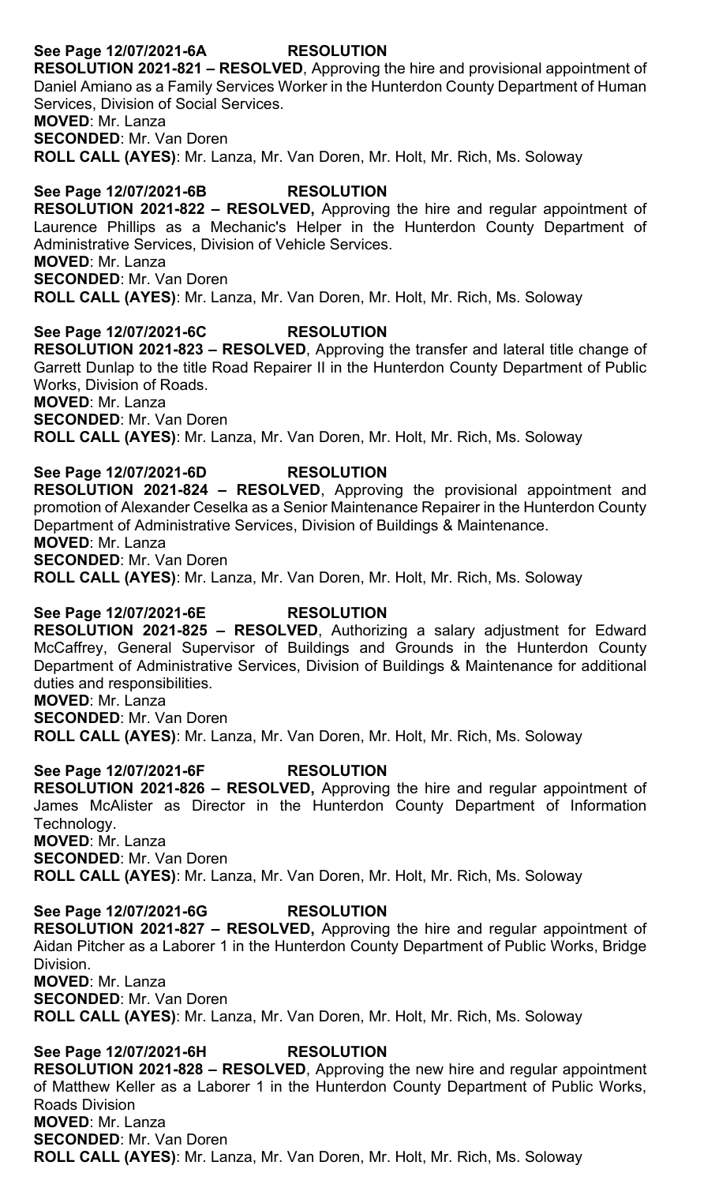**See Page 12/07/2021-6A RESOLUTION**

**RESOLUTION 2021-821 – RESOLVED**, Approving the hire and provisional appointment of Daniel Amiano as a Family Services Worker in the Hunterdon County Department of Human Services, Division of Social Services.

**MOVED**: Mr. Lanza

**SECONDED**: Mr. Van Doren

**ROLL CALL (AYES)**: Mr. Lanza, Mr. Van Doren, Mr. Holt, Mr. Rich, Ms. Soloway

**See Page 12/07/2021-6B RESOLUTION**

**RESOLUTION 2021-822 – RESOLVED,** Approving the hire and regular appointment of Laurence Phillips as a Mechanic's Helper in the Hunterdon County Department of Administrative Services, Division of Vehicle Services.

**MOVED**: Mr. Lanza

**SECONDED**: Mr. Van Doren

**ROLL CALL (AYES)**: Mr. Lanza, Mr. Van Doren, Mr. Holt, Mr. Rich, Ms. Soloway

**See Page 12/07/2021-6C RESOLUTION**

**RESOLUTION 2021-823 – RESOLVED**, Approving the transfer and lateral title change of Garrett Dunlap to the title Road Repairer II in the Hunterdon County Department of Public Works, Division of Roads.

**MOVED**: Mr. Lanza

**SECONDED**: Mr. Van Doren

**ROLL CALL (AYES)**: Mr. Lanza, Mr. Van Doren, Mr. Holt, Mr. Rich, Ms. Soloway

**See Page 12/07/2021-6D RESOLUTION**

**RESOLUTION 2021-824 – RESOLVED**, Approving the provisional appointment and promotion of Alexander Ceselka as a Senior Maintenance Repairer in the Hunterdon County Department of Administrative Services, Division of Buildings & Maintenance.

**MOVED**: Mr. Lanza

**SECONDED**: Mr. Van Doren

**ROLL CALL (AYES)**: Mr. Lanza, Mr. Van Doren, Mr. Holt, Mr. Rich, Ms. Soloway

**See Page 12/07/2021-6E RESOLUTION**

**RESOLUTION 2021-825 – RESOLVED**, Authorizing a salary adjustment for Edward McCaffrey, General Supervisor of Buildings and Grounds in the Hunterdon County Department of Administrative Services, Division of Buildings & Maintenance for additional duties and responsibilities.

**MOVED**: Mr. Lanza

**SECONDED**: Mr. Van Doren

**ROLL CALL (AYES)**: Mr. Lanza, Mr. Van Doren, Mr. Holt, Mr. Rich, Ms. Soloway

**See Page 12/07/2021-6F RESOLUTION**

**RESOLUTION 2021-826 – RESOLVED,** Approving the hire and regular appointment of James McAlister as Director in the Hunterdon County Department of Information Technology.

**MOVED**: Mr. Lanza

**SECONDED**: Mr. Van Doren

**ROLL CALL (AYES)**: Mr. Lanza, Mr. Van Doren, Mr. Holt, Mr. Rich, Ms. Soloway

**See Page 12/07/2021-6G RESOLUTION**

**RESOLUTION 2021-827 – RESOLVED,** Approving the hire and regular appointment of Aidan Pitcher as a Laborer 1 in the Hunterdon County Department of Public Works, Bridge Division.

**MOVED**: Mr. Lanza

**SECONDED**: Mr. Van Doren

**ROLL CALL (AYES)**: Mr. Lanza, Mr. Van Doren, Mr. Holt, Mr. Rich, Ms. Soloway

**See Page 12/07/2021-6H RESOLUTION**

**RESOLUTION 2021-828 – RESOLVED**, Approving the new hire and regular appointment of Matthew Keller as a Laborer 1 in the Hunterdon County Department of Public Works, Roads Division

**MOVED**: Mr. Lanza

**SECONDED**: Mr. Van Doren

**ROLL CALL (AYES)**: Mr. Lanza, Mr. Van Doren, Mr. Holt, Mr. Rich, Ms. Soloway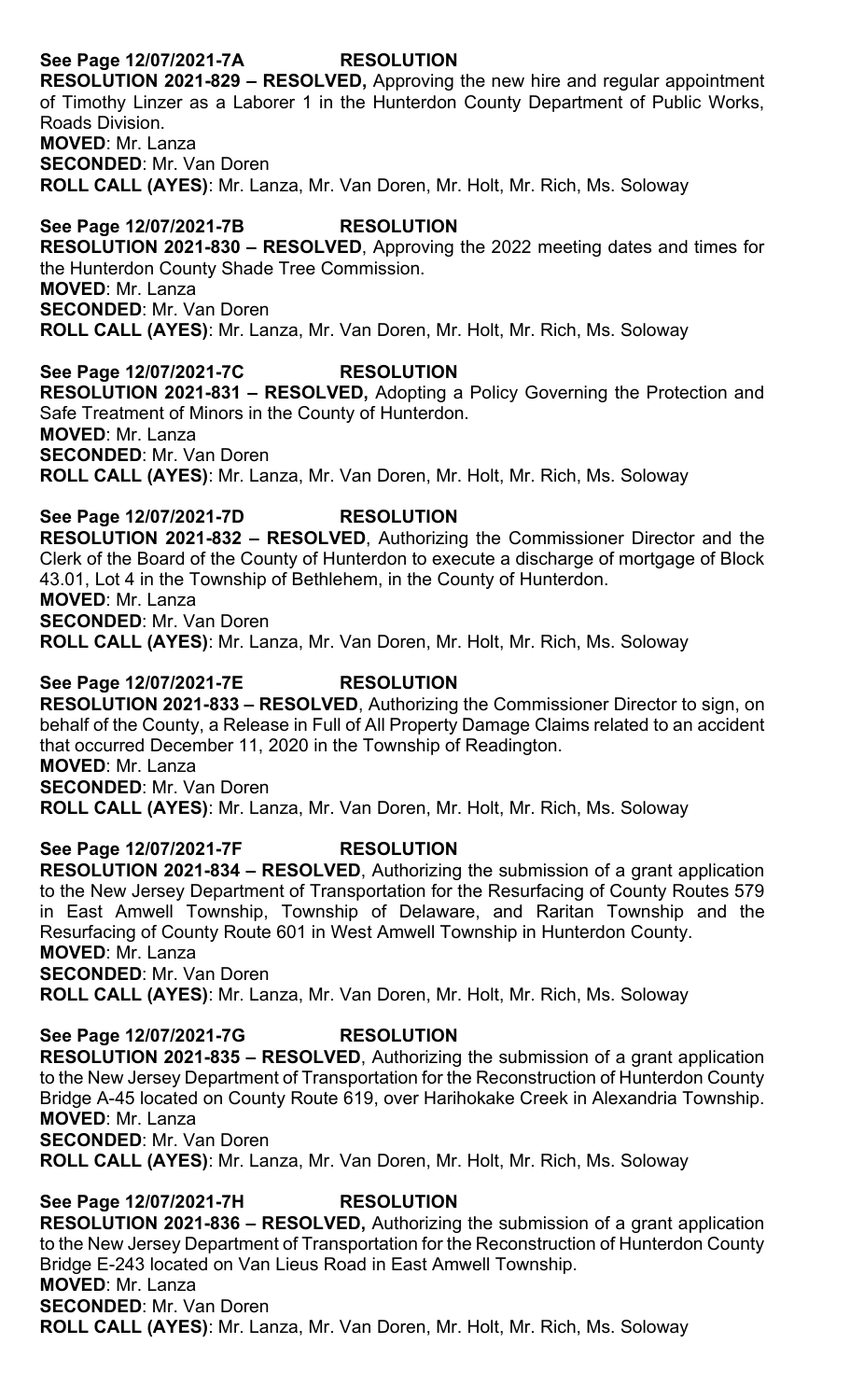**See Page 12/07/2021-7A RESOLUTION**

**RESOLUTION 2021-829 – RESOLVED,** Approving the new hire and regular appointment of Timothy Linzer as a Laborer 1 in the Hunterdon County Department of Public Works, Roads Division.

**MOVED**: Mr. Lanza

**SECONDED**: Mr. Van Doren

**ROLL CALL (AYES)**: Mr. Lanza, Mr. Van Doren, Mr. Holt, Mr. Rich, Ms. Soloway

**See Page 12/07/2021-7B RESOLUTION**

**RESOLUTION 2021-830 – RESOLVED**, Approving the 2022 meeting dates and times for the Hunterdon County Shade Tree Commission.

**MOVED**: Mr. Lanza

**SECONDED**: Mr. Van Doren

**ROLL CALL (AYES)**: Mr. Lanza, Mr. Van Doren, Mr. Holt, Mr. Rich, Ms. Soloway

**See Page 12/07/2021-7C RESOLUTION**

**RESOLUTION 2021-831 – RESOLVED,** Adopting a Policy Governing the Protection and Safe Treatment of Minors in the County of Hunterdon.

**MOVED**: Mr. Lanza

**SECONDED**: Mr. Van Doren

**ROLL CALL (AYES)**: Mr. Lanza, Mr. Van Doren, Mr. Holt, Mr. Rich, Ms. Soloway

**See Page 12/07/2021-7D RESOLUTION**

**RESOLUTION 2021-832 – RESOLVED**, Authorizing the Commissioner Director and the Clerk of the Board of the County of Hunterdon to execute a discharge of mortgage of Block 43.01, Lot 4 in the Township of Bethlehem, in the County of Hunterdon.

**MOVED**: Mr. Lanza

**SECONDED**: Mr. Van Doren

**ROLL CALL (AYES)**: Mr. Lanza, Mr. Van Doren, Mr. Holt, Mr. Rich, Ms. Soloway

**See Page 12/07/2021-7E RESOLUTION**

**RESOLUTION 2021-833 – RESOLVED**, Authorizing the Commissioner Director to sign, on behalf of the County, a Release in Full of All Property Damage Claims related to an accident that occurred December 11, 2020 in the Township of Readington.

**MOVED**: Mr. Lanza

**SECONDED**: Mr. Van Doren

**ROLL CALL (AYES)**: Mr. Lanza, Mr. Van Doren, Mr. Holt, Mr. Rich, Ms. Soloway

**See Page 12/07/2021-7F RESOLUTION**

**RESOLUTION 2021-834 – RESOLVED**, Authorizing the submission of a grant application to the New Jersey Department of Transportation for the Resurfacing of County Routes 579 in East Amwell Township, Township of Delaware, and Raritan Township and the Resurfacing of County Route 601 in West Amwell Township in Hunterdon County.

**MOVED**: Mr. Lanza

**SECONDED**: Mr. Van Doren

**ROLL CALL (AYES)**: Mr. Lanza, Mr. Van Doren, Mr. Holt, Mr. Rich, Ms. Soloway

**See Page 12/07/2021-7G RESOLUTION**

**RESOLUTION 2021-835 – RESOLVED**, Authorizing the submission of a grant application to the New Jersey Department of Transportation for the Reconstruction of Hunterdon County Bridge A-45 located on County Route 619, over Harihokake Creek in Alexandria Township.

**MOVED**: Mr. Lanza

**SECONDED**: Mr. Van Doren

**ROLL CALL (AYES)**: Mr. Lanza, Mr. Van Doren, Mr. Holt, Mr. Rich, Ms. Soloway

**See Page 12/07/2021-7H RESOLUTION**

**RESOLUTION 2021-836 – RESOLVED,** Authorizing the submission of a grant application to the New Jersey Department of Transportation for the Reconstruction of Hunterdon County Bridge E-243 located on Van Lieus Road in East Amwell Township.

**MOVED**: Mr. Lanza

**SECONDED**: Mr. Van Doren

**ROLL CALL (AYES)**: Mr. Lanza, Mr. Van Doren, Mr. Holt, Mr. Rich, Ms. Soloway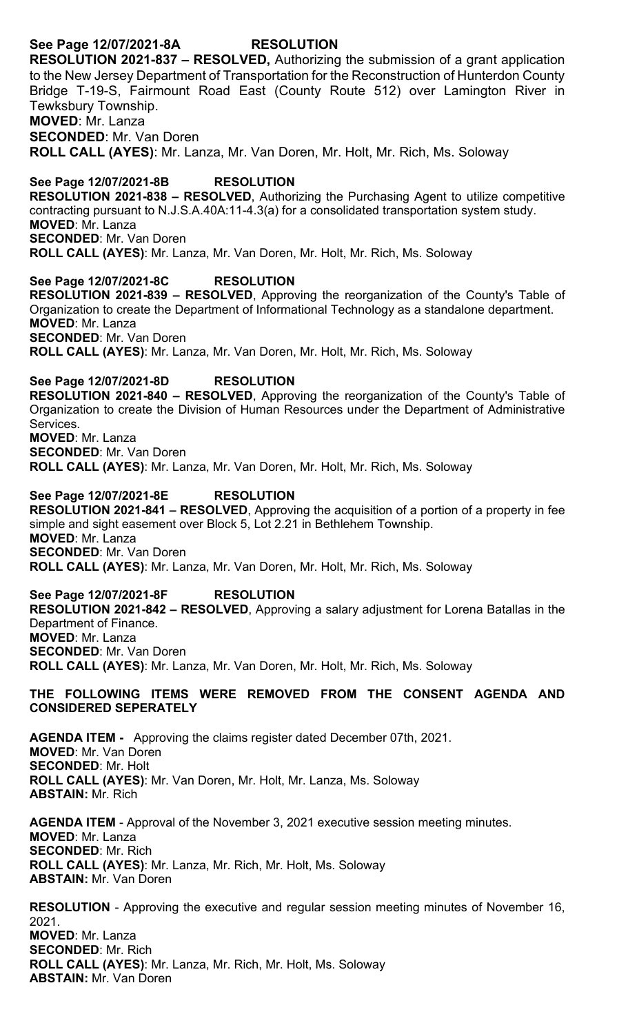**See Page 12/07/2021-8A RESOLUTION**

**RESOLUTION 2021-837 – RESOLVED,** Authorizing the submission of a grant application to the New Jersey Department of Transportation for the Reconstruction of Hunterdon County Bridge T-19-S, Fairmount Road East (County Route 512) over Lamington River in Tewksbury Township.
**MOVED**: Mr. Lanza
**SECONDED**: Mr. Van Doren
**ROLL CALL (AYES)**: Mr. Lanza, Mr. Van Doren, Mr. Holt, Mr. Rich, Ms. Soloway

**See Page 12/07/2021-8B RESOLUTION**

**RESOLUTION 2021-838 – RESOLVED**, Authorizing the Purchasing Agent to utilize competitive contracting pursuant to N.J.S.A.40A:11-4.3(a) for a consolidated transportation system study.
**MOVED**: Mr. Lanza
**SECONDED**: Mr. Van Doren
**ROLL CALL (AYES)**: Mr. Lanza, Mr. Van Doren, Mr. Holt, Mr. Rich, Ms. Soloway

**See Page 12/07/2021-8C RESOLUTION**

**RESOLUTION 2021-839 – RESOLVED**, Approving the reorganization of the County's Table of Organization to create the Department of Informational Technology as a standalone department.
**MOVED**: Mr. Lanza
**SECONDED**: Mr. Van Doren
**ROLL CALL (AYES)**: Mr. Lanza, Mr. Van Doren, Mr. Holt, Mr. Rich, Ms. Soloway

**See Page 12/07/2021-8D RESOLUTION**

**RESOLUTION 2021-840 – RESOLVED**, Approving the reorganization of the County's Table of Organization to create the Division of Human Resources under the Department of Administrative Services.
**MOVED**: Mr. Lanza
**SECONDED**: Mr. Van Doren
**ROLL CALL (AYES)**: Mr. Lanza, Mr. Van Doren, Mr. Holt, Mr. Rich, Ms. Soloway

**See Page 12/07/2021-8E RESOLUTION**

**RESOLUTION 2021-841 – RESOLVED**, Approving the acquisition of a portion of a property in fee simple and sight easement over Block 5, Lot 2.21 in Bethlehem Township.
**MOVED**: Mr. Lanza
**SECONDED**: Mr. Van Doren
**ROLL CALL (AYES)**: Mr. Lanza, Mr. Van Doren, Mr. Holt, Mr. Rich, Ms. Soloway

**See Page 12/07/2021-8F RESOLUTION**

**RESOLUTION 2021-842 – RESOLVED**, Approving a salary adjustment for Lorena Batallas in the Department of Finance.
**MOVED**: Mr. Lanza
**SECONDED**: Mr. Van Doren
**ROLL CALL (AYES)**: Mr. Lanza, Mr. Van Doren, Mr. Holt, Mr. Rich, Ms. Soloway

**THE FOLLOWING ITEMS WERE REMOVED FROM THE CONSENT AGENDA AND CONSIDERED SEPERATELY**

**AGENDA ITEM -** Approving the claims register dated December 07th, 2021.
**MOVED**: Mr. Van Doren
**SECONDED**: Mr. Holt
**ROLL CALL (AYES)**: Mr. Van Doren, Mr. Holt, Mr. Lanza, Ms. Soloway
**ABSTAIN:** Mr. Rich

**AGENDA ITEM** - Approval of the November 3, 2021 executive session meeting minutes.
**MOVED**: Mr. Lanza
**SECONDED**: Mr. Rich
**ROLL CALL (AYES)**: Mr. Lanza, Mr. Rich, Mr. Holt, Ms. Soloway
**ABSTAIN:** Mr. Van Doren

**RESOLUTION** - Approving the executive and regular session meeting minutes of November 16, 2021.
**MOVED**: Mr. Lanza
**SECONDED**: Mr. Rich
**ROLL CALL (AYES)**: Mr. Lanza, Mr. Rich, Mr. Holt, Ms. Soloway
**ABSTAIN:** Mr. Van Doren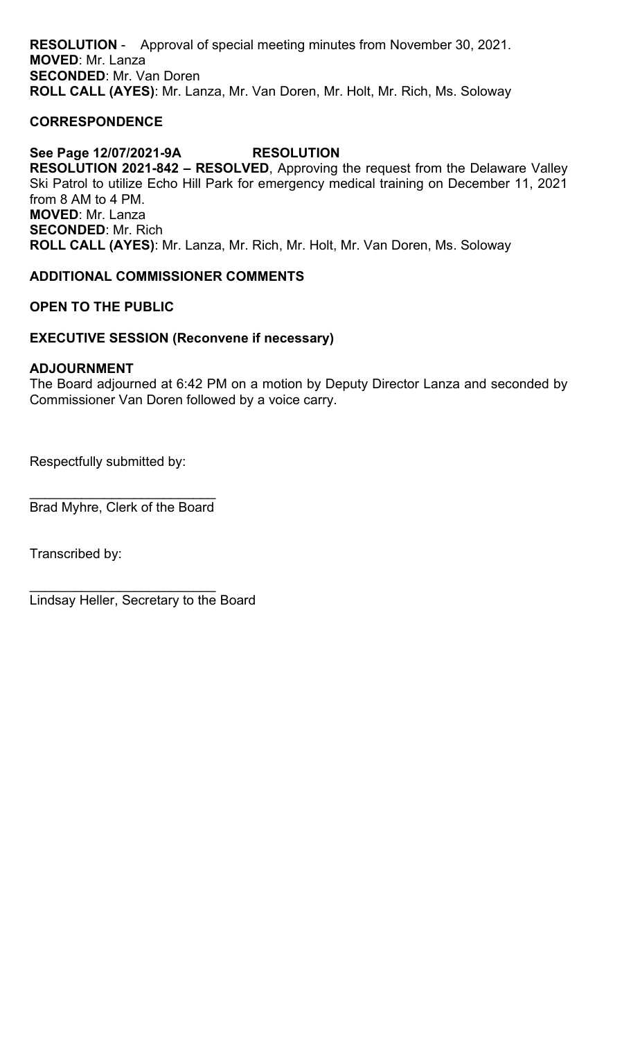**RESOLUTION** - Approval of special meeting minutes from November 30, 2021.
**MOVED**: Mr. Lanza
**SECONDED**: Mr. Van Doren
**ROLL CALL (AYES)**: Mr. Lanza, Mr. Van Doren, Mr. Holt, Mr. Rich, Ms. Soloway

**CORRESPONDENCE**

**See Page 12/07/2021-9A RESOLUTION**
**RESOLUTION 2021-842 – RESOLVED**, Approving the request from the Delaware Valley Ski Patrol to utilize Echo Hill Park for emergency medical training on December 11, 2021 from 8 AM to 4 PM.
**MOVED**: Mr. Lanza
**SECONDED**: Mr. Rich
**ROLL CALL (AYES)**: Mr. Lanza, Mr. Rich, Mr. Holt, Mr. Van Doren, Ms. Soloway

**ADDITIONAL COMMISSIONER COMMENTS**

**OPEN TO THE PUBLIC**

**EXECUTIVE SESSION (Reconvene if necessary)**

**ADJOURNMENT**
The Board adjourned at 6:42 PM on a motion by Deputy Director Lanza and seconded by Commissioner Van Doren followed by a voice carry.

Respectfully submitted by:

_________________________
Brad Myhre, Clerk of the Board

Transcribed by:

_________________________
Lindsay Heller, Secretary to the Board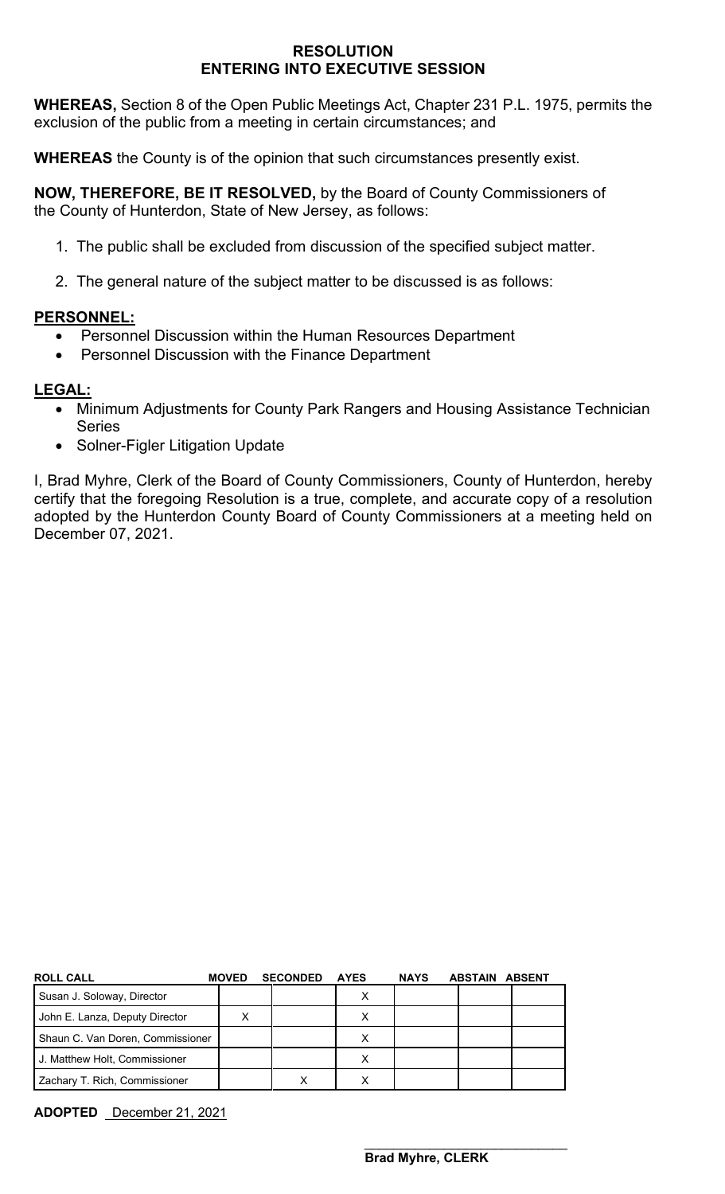# RESOLUTION
## ENTERING INTO EXECUTIVE SESSION

**WHEREAS,** Section 8 of the Open Public Meetings Act, Chapter 231 P.L. 1975, permits the exclusion of the public from a meeting in certain circumstances; and

**WHEREAS** the County is of the opinion that such circumstances presently exist.

**NOW, THEREFORE, BE IT RESOLVED,** by the Board of County Commissioners of the County of Hunterdon, State of New Jersey, as follows:

1. The public shall be excluded from discussion of the specified subject matter.
2. The general nature of the subject matter to be discussed is as follows:

**PERSONNEL:**

- Personnel Discussion within the Human Resources Department
- Personnel Discussion with the Finance Department

**LEGAL:**

- Minimum Adjustments for County Park Rangers and Housing Assistance Technician Series
- Solner-Figler Litigation Update

I, Brad Myhre, Clerk of the Board of County Commissioners, County of Hunterdon, hereby certify that the foregoing Resolution is a true, complete, and accurate copy of a resolution adopted by the Hunterdon County Board of County Commissioners at a meeting held on December 07, 2021.

| ROLL CALL | MOVED | SECONDED | AYES | NAYS | ABSTAIN | ABSENT |
|---|---|---|---|---|---|---|
| Susan J. Soloway, Director | | | X | | | |
| John E. Lanza, Deputy Director | X | | X | | | |
| Shaun C. Van Doren, Commissioner | | | X | | | |
| J. Matthew Holt, Commissioner | | | X | | | |
| Zachary T. Rich, Commissioner | | X | X | | | |

**ADOPTED** December 21, 2021

**Brad Myhre, CLERK**